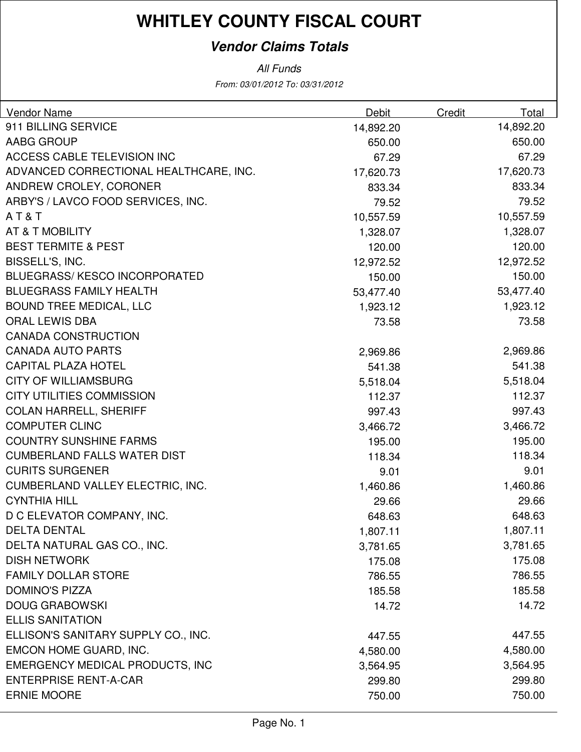# WHITLEY COUNTY FISCAL COURT

## *Vendor Claims Totals*

*All Funds*

*From: 03/01/2012 To: 03/31/2012*

| Vendor Name | Debit | Credit | Total |
|---|---|---|---|
| 911 BILLING SERVICE | 14,892.20 | | 14,892.20 |
| AABG GROUP | 650.00 | | 650.00 |
| ACCESS CABLE TELEVISION INC | 67.29 | | 67.29 |
| ADVANCED CORRECTIONAL HEALTHCARE, INC. | 17,620.73 | | 17,620.73 |
| ANDREW CROLEY, CORONER | 833.34 | | 833.34 |
| ARBY'S / LAVCO FOOD SERVICES, INC. | 79.52 | | 79.52 |
| A T & T | 10,557.59 | | 10,557.59 |
| AT & T MOBILITY | 1,328.07 | | 1,328.07 |
| BEST TERMITE & PEST | 120.00 | | 120.00 |
| BISSELL'S, INC. | 12,972.52 | | 12,972.52 |
| BLUEGRASS/ KESCO INCORPORATED | 150.00 | | 150.00 |
| BLUEGRASS FAMILY HEALTH | 53,477.40 | | 53,477.40 |
| BOUND TREE MEDICAL, LLC | 1,923.12 | | 1,923.12 |
| ORAL LEWIS DBA | 73.58 | | 73.58 |
| CANADA CONSTRUCTION | | | |
| CANADA AUTO PARTS | 2,969.86 | | 2,969.86 |
| CAPITAL PLAZA HOTEL | 541.38 | | 541.38 |
| CITY OF WILLIAMSBURG | 5,518.04 | | 5,518.04 |
| CITY UTILITIES COMMISSION | 112.37 | | 112.37 |
| COLAN HARRELL, SHERIFF | 997.43 | | 997.43 |
| COMPUTER CLINC | 3,466.72 | | 3,466.72 |
| COUNTRY SUNSHINE FARMS | 195.00 | | 195.00 |
| CUMBERLAND FALLS WATER DIST | 118.34 | | 118.34 |
| CURITS SURGENER | 9.01 | | 9.01 |
| CUMBERLAND VALLEY ELECTRIC, INC. | 1,460.86 | | 1,460.86 |
| CYNTHIA HILL | 29.66 | | 29.66 |
| D C ELEVATOR COMPANY, INC. | 648.63 | | 648.63 |
| DELTA DENTAL | 1,807.11 | | 1,807.11 |
| DELTA NATURAL GAS CO., INC. | 3,781.65 | | 3,781.65 |
| DISH NETWORK | 175.08 | | 175.08 |
| FAMILY DOLLAR STORE | 786.55 | | 786.55 |
| DOMINO'S PIZZA | 185.58 | | 185.58 |
| DOUG GRABOWSKI | 14.72 | | 14.72 |
| ELLIS SANITATION | | | |
| ELLISON'S SANITARY SUPPLY CO., INC. | 447.55 | | 447.55 |
| EMCON HOME GUARD, INC. | 4,580.00 | | 4,580.00 |
| EMERGENCY MEDICAL PRODUCTS, INC | 3,564.95 | | 3,564.95 |
| ENTERPRISE RENT-A-CAR | 299.80 | | 299.80 |
| ERNIE MOORE | 750.00 | | 750.00 |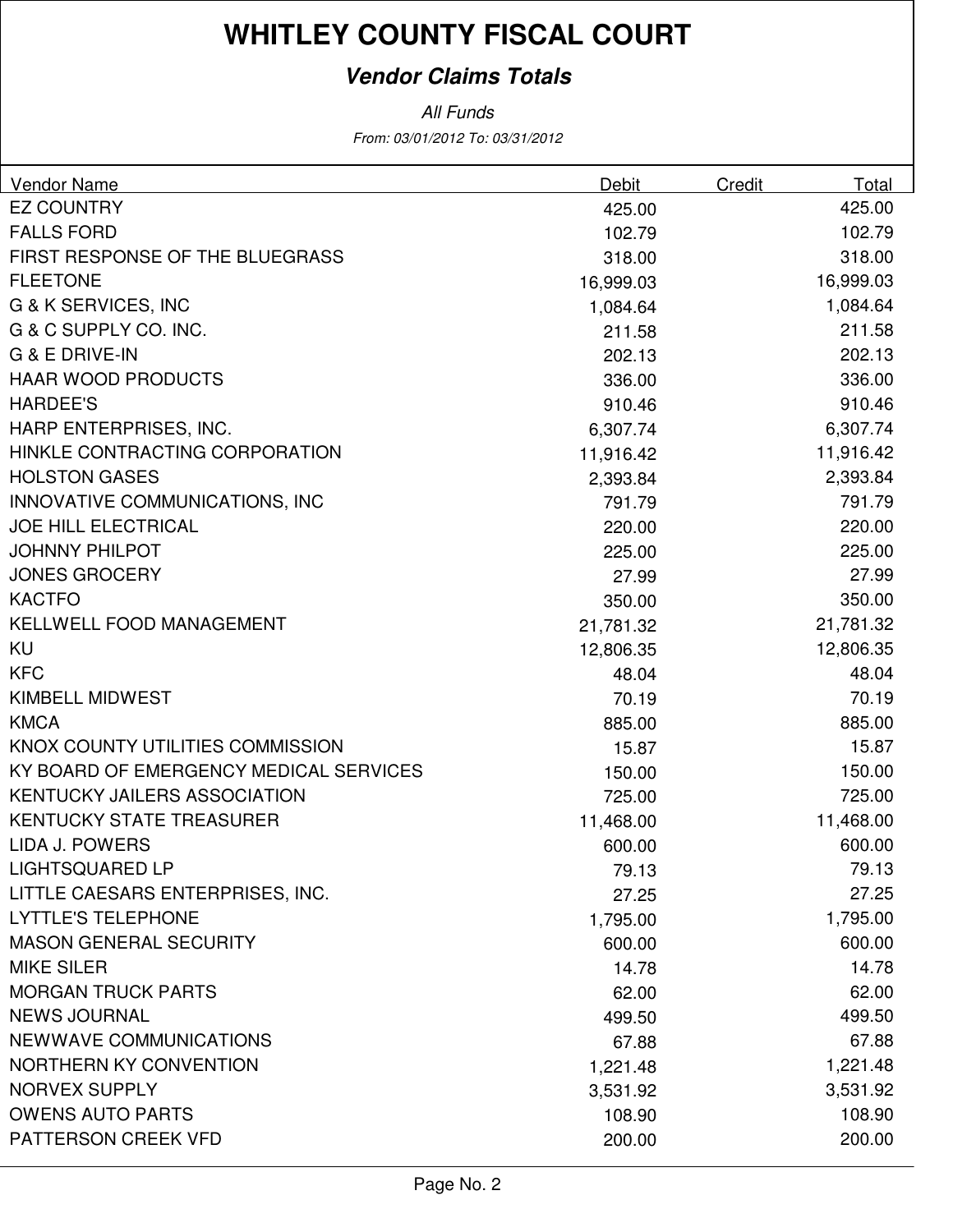# WHITLEY COUNTY FISCAL COURT

## *Vendor Claims Totals*

*All Funds*

*From: 03/01/2012 To: 03/31/2012*

| Vendor Name | Debit | Credit | Total |
|---|---|---|---|
| EZ COUNTRY | 425.00 | | 425.00 |
| FALLS FORD | 102.79 | | 102.79 |
| FIRST RESPONSE OF THE BLUEGRASS | 318.00 | | 318.00 |
| FLEETONE | 16,999.03 | | 16,999.03 |
| G & K SERVICES, INC | 1,084.64 | | 1,084.64 |
| G & C SUPPLY CO. INC. | 211.58 | | 211.58 |
| G & E DRIVE-IN | 202.13 | | 202.13 |
| HAAR WOOD PRODUCTS | 336.00 | | 336.00 |
| HARDEE'S | 910.46 | | 910.46 |
| HARP ENTERPRISES, INC. | 6,307.74 | | 6,307.74 |
| HINKLE CONTRACTING CORPORATION | 11,916.42 | | 11,916.42 |
| HOLSTON GASES | 2,393.84 | | 2,393.84 |
| INNOVATIVE COMMUNICATIONS, INC | 791.79 | | 791.79 |
| JOE HILL ELECTRICAL | 220.00 | | 220.00 |
| JOHNNY PHILPOT | 225.00 | | 225.00 |
| JONES GROCERY | 27.99 | | 27.99 |
| KACTFO | 350.00 | | 350.00 |
| KELLWELL FOOD MANAGEMENT | 21,781.32 | | 21,781.32 |
| KU | 12,806.35 | | 12,806.35 |
| KFC | 48.04 | | 48.04 |
| KIMBELL MIDWEST | 70.19 | | 70.19 |
| KMCA | 885.00 | | 885.00 |
| KNOX COUNTY UTILITIES COMMISSION | 15.87 | | 15.87 |
| KY BOARD OF EMERGENCY MEDICAL SERVICES | 150.00 | | 150.00 |
| KENTUCKY JAILERS ASSOCIATION | 725.00 | | 725.00 |
| KENTUCKY STATE TREASURER | 11,468.00 | | 11,468.00 |
| LIDA J. POWERS | 600.00 | | 600.00 |
| LIGHTSQUARED LP | 79.13 | | 79.13 |
| LITTLE CAESARS ENTERPRISES, INC. | 27.25 | | 27.25 |
| LYTTLE'S TELEPHONE | 1,795.00 | | 1,795.00 |
| MASON GENERAL SECURITY | 600.00 | | 600.00 |
| MIKE SILER | 14.78 | | 14.78 |
| MORGAN TRUCK PARTS | 62.00 | | 62.00 |
| NEWS JOURNAL | 499.50 | | 499.50 |
| NEWWAVE COMMUNICATIONS | 67.88 | | 67.88 |
| NORTHERN KY CONVENTION | 1,221.48 | | 1,221.48 |
| NORVEX SUPPLY | 3,531.92 | | 3,531.92 |
| OWENS AUTO PARTS | 108.90 | | 108.90 |
| PATTERSON CREEK VFD | 200.00 | | 200.00 |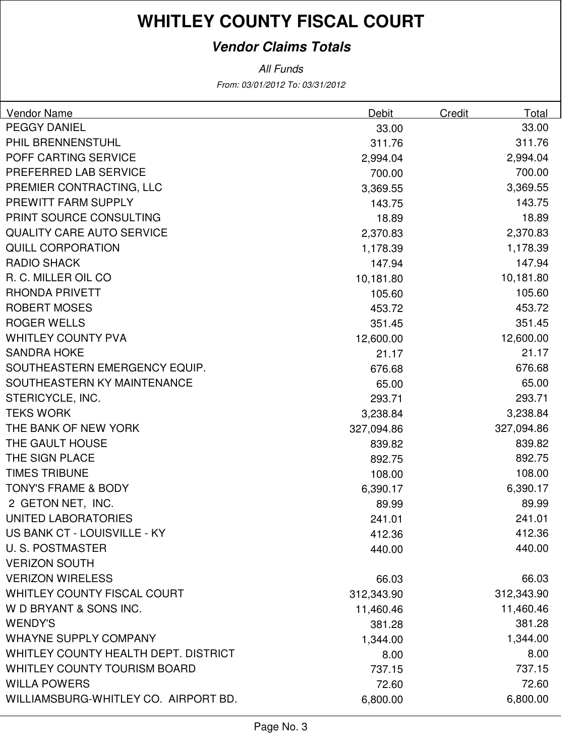# WHITLEY COUNTY FISCAL COURT

## *Vendor Claims Totals*

*All Funds*

*From: 03/01/2012 To: 03/31/2012*

| Vendor Name | Debit | Credit | Total |
|---|---|---|---|
| PEGGY DANIEL | 33.00 | | 33.00 |
| PHIL BRENNENSTUHL | 311.76 | | 311.76 |
| POFF CARTING SERVICE | 2,994.04 | | 2,994.04 |
| PREFERRED LAB SERVICE | 700.00 | | 700.00 |
| PREMIER CONTRACTING, LLC | 3,369.55 | | 3,369.55 |
| PREWITT FARM SUPPLY | 143.75 | | 143.75 |
| PRINT SOURCE CONSULTING | 18.89 | | 18.89 |
| QUALITY CARE AUTO SERVICE | 2,370.83 | | 2,370.83 |
| QUILL CORPORATION | 1,178.39 | | 1,178.39 |
| RADIO SHACK | 147.94 | | 147.94 |
| R. C. MILLER OIL CO | 10,181.80 | | 10,181.80 |
| RHONDA PRIVETT | 105.60 | | 105.60 |
| ROBERT MOSES | 453.72 | | 453.72 |
| ROGER WELLS | 351.45 | | 351.45 |
| WHITLEY COUNTY PVA | 12,600.00 | | 12,600.00 |
| SANDRA HOKE | 21.17 | | 21.17 |
| SOUTHEASTERN EMERGENCY EQUIP. | 676.68 | | 676.68 |
| SOUTHEASTERN KY MAINTENANCE | 65.00 | | 65.00 |
| STERICYCLE, INC. | 293.71 | | 293.71 |
| TEKS WORK | 3,238.84 | | 3,238.84 |
| THE BANK OF NEW YORK | 327,094.86 | | 327,094.86 |
| THE GAULT HOUSE | 839.82 | | 839.82 |
| THE SIGN PLACE | 892.75 | | 892.75 |
| TIMES TRIBUNE | 108.00 | | 108.00 |
| TONY'S FRAME & BODY | 6,390.17 | | 6,390.17 |
| 2 GETON NET, INC. | 89.99 | | 89.99 |
| UNITED LABORATORIES | 241.01 | | 241.01 |
| US BANK CT - LOUISVILLE - KY | 412.36 | | 412.36 |
| U. S. POSTMASTER | 440.00 | | 440.00 |
| VERIZON SOUTH | | | |
| VERIZON WIRELESS | 66.03 | | 66.03 |
| WHITLEY COUNTY FISCAL COURT | 312,343.90 | | 312,343.90 |
| W D BRYANT & SONS INC. | 11,460.46 | | 11,460.46 |
| WENDY'S | 381.28 | | 381.28 |
| WHAYNE SUPPLY COMPANY | 1,344.00 | | 1,344.00 |
| WHITLEY COUNTY HEALTH DEPT. DISTRICT | 8.00 | | 8.00 |
| WHITLEY COUNTY TOURISM BOARD | 737.15 | | 737.15 |
| WILLA POWERS | 72.60 | | 72.60 |
| WILLIAMSBURG-WHITLEY CO. AIRPORT BD. | 6,800.00 | | 6,800.00 |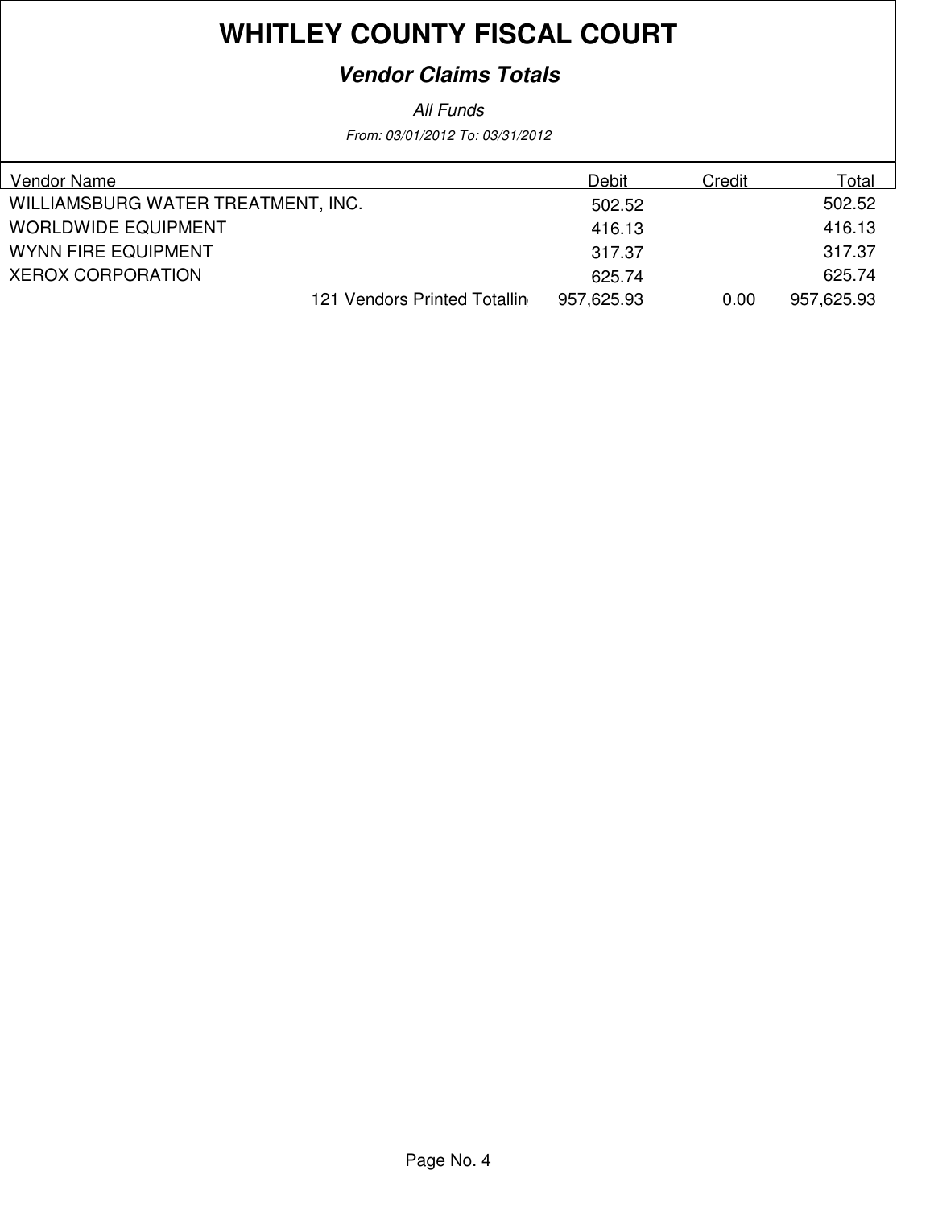# WHITLEY COUNTY FISCAL COURT

***Vendor Claims Totals***

*All Funds*

*From: 03/01/2012 To: 03/31/2012*

| Vendor Name | Debit | Credit | Total |
|---|---|---|---|
| WILLIAMSBURG WATER TREATMENT, INC. | 502.52 | | 502.52 |
| WORLDWIDE EQUIPMENT | 416.13 | | 416.13 |
| WYNN FIRE EQUIPMENT | 317.37 | | 317.37 |
| XEROX CORPORATION | 625.74 | | 625.74 |
| 121 Vendors Printed Totallin | 957,625.93 | 0.00 | 957,625.93 |